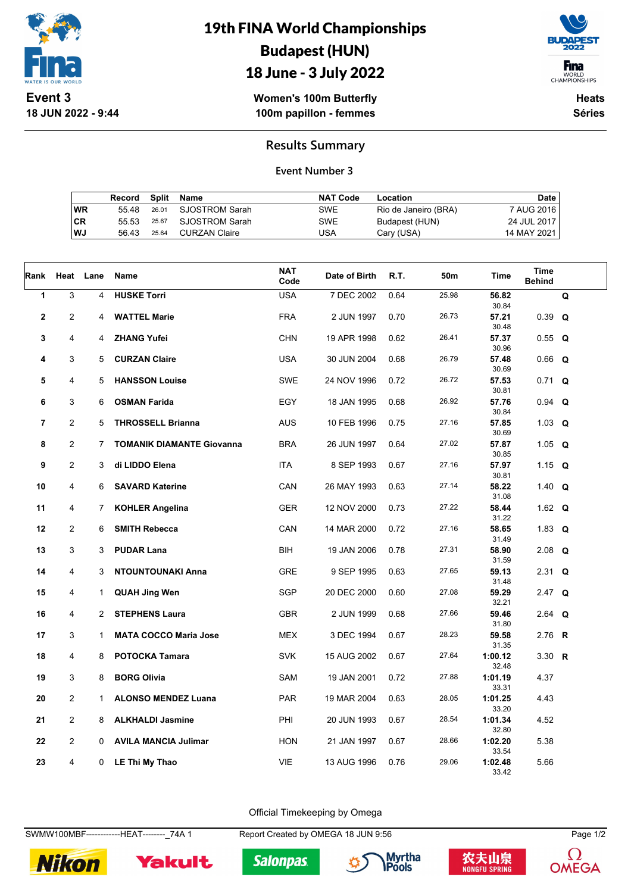# 19th FINA World Championships
# Budapest (HUN)
# 18 June - 3 July 2022

**Event 3**
**18 JUN 2022 - 9:44**

**Women's 100m Butterfly**
**100m papillon - femmes**

**Heats**
**Séries**

## Results Summary

### Event Number 3

| | Record | Split | Name | NAT Code | Location | Date |
|---|---|---|---|---|---|---|
| WR | 55.48 | 26.01 | SJOSTROM Sarah | SWE | Rio de Janeiro (BRA) | 7 AUG 2016 |
| CR | 55.53 | 25.67 | SJOSTROM Sarah | SWE | Budapest (HUN) | 24 JUL 2017 |
| WJ | 56.43 | 25.64 | CURZAN Claire | USA | Cary (USA) | 14 MAY 2021 |

| Rank | Heat | Lane | Name | NAT Code | Date of Birth | R.T. | 50m | Time | Time Behind | |
|---|---|---|---|---|---|---|---|---|---|---|
| 1 | 3 | 4 | **HUSKE Torri** | USA | 7 DEC 2002 | 0.64 | 25.98 | **56.82** 30.84 | | Q |
| 2 | 2 | 4 | **WATTEL Marie** | FRA | 2 JUN 1997 | 0.70 | 26.73 | **57.21** 30.48 | 0.39 | Q |
| 3 | 4 | 4 | **ZHANG Yufei** | CHN | 19 APR 1998 | 0.62 | 26.41 | **57.37** 30.96 | 0.55 | Q |
| 4 | 3 | 5 | **CURZAN Claire** | USA | 30 JUN 2004 | 0.68 | 26.79 | **57.48** 30.69 | 0.66 | Q |
| 5 | 4 | 5 | **HANSSON Louise** | SWE | 24 NOV 1996 | 0.72 | 26.72 | **57.53** 30.81 | 0.71 | Q |
| 6 | 3 | 6 | **OSMAN Farida** | EGY | 18 JAN 1995 | 0.68 | 26.92 | **57.76** 30.84 | 0.94 | Q |
| 7 | 2 | 5 | **THROSSELL Brianna** | AUS | 10 FEB 1996 | 0.75 | 27.16 | **57.85** 30.69 | 1.03 | Q |
| 8 | 2 | 7 | **TOMANIK DIAMANTE Giovanna** | BRA | 26 JUN 1997 | 0.64 | 27.02 | **57.87** 30.85 | 1.05 | Q |
| 9 | 2 | 3 | **di LIDDO Elena** | ITA | 8 SEP 1993 | 0.67 | 27.16 | **57.97** 30.81 | 1.15 | Q |
| 10 | 4 | 6 | **SAVARD Katerine** | CAN | 26 MAY 1993 | 0.63 | 27.14 | **58.22** 31.08 | 1.40 | Q |
| 11 | 4 | 7 | **KOHLER Angelina** | GER | 12 NOV 2000 | 0.73 | 27.22 | **58.44** 31.22 | 1.62 | Q |
| 12 | 2 | 6 | **SMITH Rebecca** | CAN | 14 MAR 2000 | 0.72 | 27.16 | **58.65** 31.49 | 1.83 | Q |
| 13 | 3 | 3 | **PUDAR Lana** | BIH | 19 JAN 2006 | 0.78 | 27.31 | **58.90** 31.59 | 2.08 | Q |
| 14 | 4 | 3 | **NTOUNTOUNAKI Anna** | GRE | 9 SEP 1995 | 0.63 | 27.65 | **59.13** 31.48 | 2.31 | Q |
| 15 | 4 | 1 | **QUAH Jing Wen** | SGP | 20 DEC 2000 | 0.60 | 27.08 | **59.29** 32.21 | 2.47 | Q |
| 16 | 4 | 2 | **STEPHENS Laura** | GBR | 2 JUN 1999 | 0.68 | 27.66 | **59.46** 31.80 | 2.64 | Q |
| 17 | 3 | 1 | **MATA COCCO Maria Jose** | MEX | 3 DEC 1994 | 0.67 | 28.23 | **59.58** 31.35 | 2.76 | R |
| 18 | 4 | 8 | **POTOCKA Tamara** | SVK | 15 AUG 2002 | 0.67 | 27.64 | **1:00.12** 32.48 | 3.30 | R |
| 19 | 3 | 8 | **BORG Olivia** | SAM | 19 JAN 2001 | 0.72 | 27.88 | **1:01.19** 33.31 | 4.37 | |
| 20 | 2 | 1 | **ALONSO MENDEZ Luana** | PAR | 19 MAR 2004 | 0.63 | 28.05 | **1:01.25** 33.20 | 4.43 | |
| 21 | 2 | 8 | **ALKHALDI Jasmine** | PHI | 20 JUN 1993 | 0.67 | 28.54 | **1:01.34** 32.80 | 4.52 | |
| 22 | 2 | 0 | **AVILA MANCIA Julimar** | HON | 21 JAN 1997 | 0.67 | 28.66 | **1:02.20** 33.54 | 5.38 | |
| 23 | 4 | 0 | **LE Thi My Thao** | VIE | 13 AUG 1996 | 0.76 | 29.06 | **1:02.48** 33.42 | 5.66 | |

Official Timekeeping by Omega

SWMW100MBF------------HEAT--------_74A 1    Report Created by OMEGA 18 JUN 9:56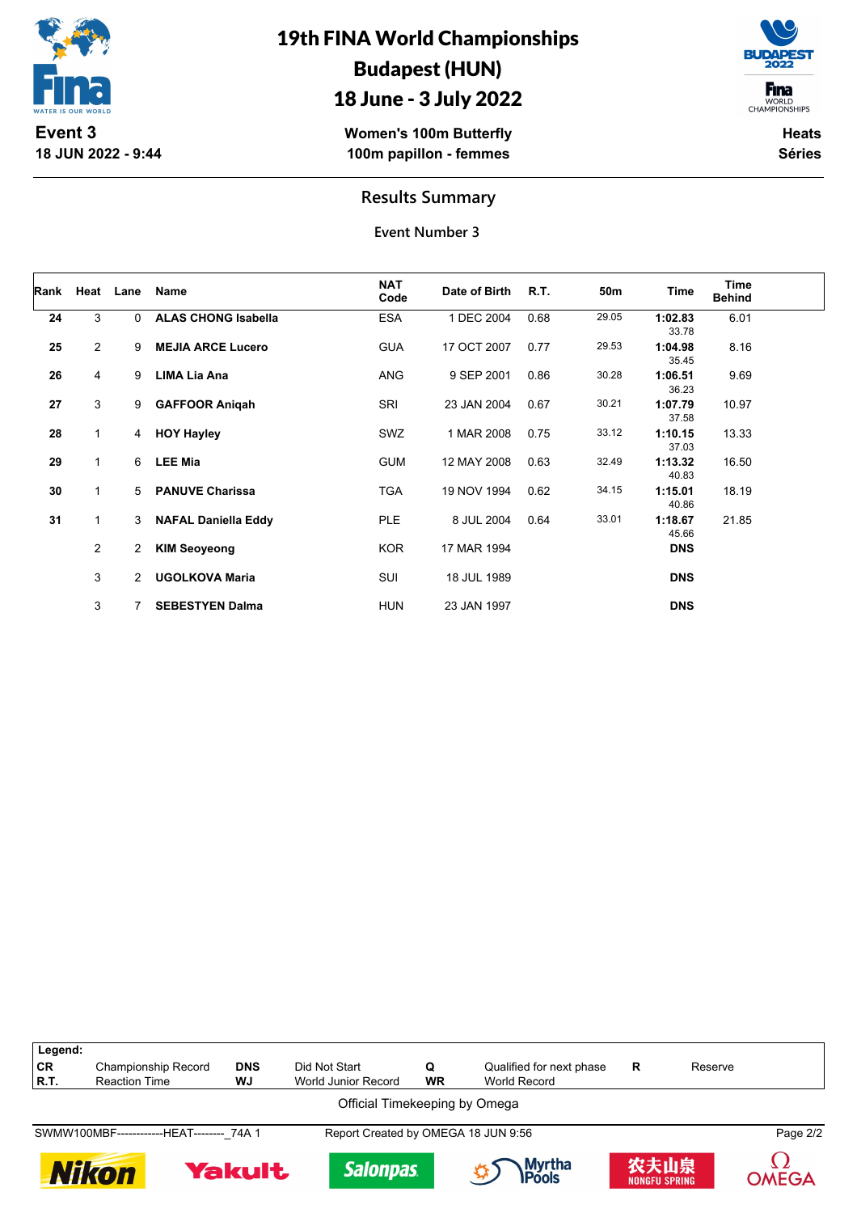# 19th FINA World Championships
# Budapest (HUN)
# 18 June - 3 July 2022

**Event 3**
**18 JUN 2022 - 9:44**

**Women's 100m Butterfly**
**100m papillon - femmes**

**Heats**
**Séries**

## Results Summary

### Event Number 3

| Rank | Heat | Lane | Name | NAT Code | Date of Birth | R.T. | 50m | Time | Time Behind |
|---|---|---|---|---|---|---|---|---|---|
| **24** | 3 | 0 | **ALAS CHONG Isabella** | ESA | 1 DEC 2004 | 0.68 | 29.05 | **1:02.83** 33.78 | 6.01 |
| **25** | 2 | 9 | **MEJIA ARCE Lucero** | GUA | 17 OCT 2007 | 0.77 | 29.53 | **1:04.98** 35.45 | 8.16 |
| **26** | 4 | 9 | **LIMA Lia Ana** | ANG | 9 SEP 2001 | 0.86 | 30.28 | **1:06.51** 36.23 | 9.69 |
| **27** | 3 | 9 | **GAFFOOR Aniqah** | SRI | 23 JAN 2004 | 0.67 | 30.21 | **1:07.79** 37.58 | 10.97 |
| **28** | 1 | 4 | **HOY Hayley** | SWZ | 1 MAR 2008 | 0.75 | 33.12 | **1:10.15** 37.03 | 13.33 |
| **29** | 1 | 6 | **LEE Mia** | GUM | 12 MAY 2008 | 0.63 | 32.49 | **1:13.32** 40.83 | 16.50 |
| **30** | 1 | 5 | **PANUVE Charissa** | TGA | 19 NOV 1994 | 0.62 | 34.15 | **1:15.01** 40.86 | 18.19 |
| **31** | 1 | 3 | **NAFAL Daniella Eddy** | PLE | 8 JUL 2004 | 0.64 | 33.01 | **1:18.67** 45.66 | 21.85 |
| | 2 | 2 | **KIM Seoyeong** | KOR | 17 MAR 1994 | | | **DNS** | |
| | 3 | 2 | **UGOLKOVA Maria** | SUI | 18 JUL 1989 | | | **DNS** | |
| | 3 | 7 | **SEBESTYEN Dalma** | HUN | 23 JAN 1997 | | | **DNS** | |

**Legend:**

| | | | | | | | |
|---|---|---|---|---|---|---|---|
| **CR** | Championship Record | **DNS** | Did Not Start | **Q** | Qualified for next phase | **R** | Reserve |
| **R.T.** | Reaction Time | **WJ** | World Junior Record | **WR** | World Record | | |

Official Timekeeping by Omega

SWMW100MBF------------HEAT--------_74A 1 Report Created by OMEGA 18 JUN 9:56